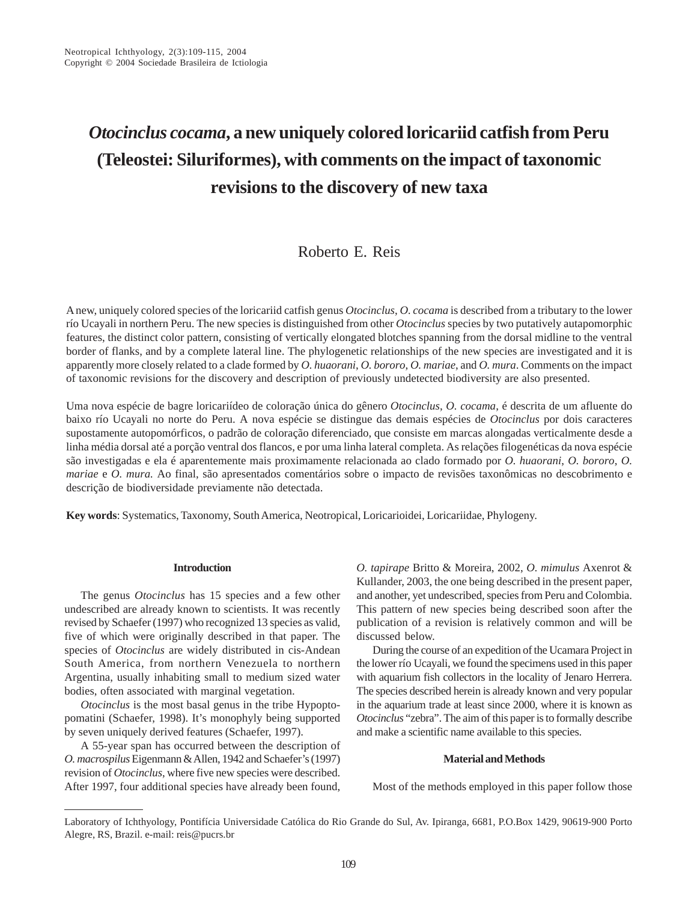# *Otocinclus cocama*, a new uniquely colored loricariid catfish from Peru (Teleostei: Siluriformes), with comments on the impact of taxonomic revisions to the discovery of new taxa

Roberto E. Reis

A new, uniquely colored species of the loricariid catfish genus *Otocinclus*, *O. cocama* is described from a tributary to the lower río Ucayali in northern Peru. The new species is distinguished from other *Otocinclus* species by two putatively autapomorphic features, the distinct color pattern, consisting of vertically elongated blotches spanning from the dorsal midline to the ventral border of flanks, and by a complete lateral line. The phylogenetic relationships of the new species are investigated and it is apparently more closely related to a clade formed by *O. huaorani*, *O. bororo*, *O. mariae*, and *O. mura*. Comments on the impact of taxonomic revisions for the discovery and description of previously undetected biodiversity are also presented.

Uma nova espécie de bagre loricariídeo de coloração única do gênero *Otocinclus*, *O. cocama*, é descrita de um afluente do baixo río Ucayali no norte do Peru. A nova espécie se distingue das demais espécies de *Otocinclus* por dois caracteres supostamente autopomórficos, o padrão de coloração diferenciado, que consiste em marcas alongadas verticalmente desde a linha média dorsal até a porção ventral dos flancos, e por uma linha lateral completa. As relações filogenéticas da nova espécie são investigadas e ela é aparentemente mais proximamente relacionada ao clado formado por *O. huaorani*, *O. bororo*, *O. mariae* e *O. mura.* Ao final, são apresentados comentários sobre o impacto de revisões taxonômicas no descobrimento e descrição de biodiversidade previamente não detectada.

**Key words**: Systematics, Taxonomy, South America, Neotropical, Loricarioidei, Loricariidae, Phylogeny.

## Introduction

The genus *Otocinclus* has 15 species and a few other undescribed are already known to scientists. It was recently revised by Schaefer (1997) who recognized 13 species as valid, five of which were originally described in that paper. The species of *Otocinclus* are widely distributed in cis-Andean South America, from northern Venezuela to northern Argentina, usually inhabiting small to medium sized water bodies, often associated with marginal vegetation.

*Otocinclus* is the most basal genus in the tribe Hypoptopomatini (Schaefer, 1998). It's monophyly being supported by seven uniquely derived features (Schaefer, 1997).

A 55-year span has occurred between the description of *O. macrospilus* Eigenmann & Allen, 1942 and Schaefer's (1997) revision of *Otocinclus*, where five new species were described. After 1997, four additional species have already been found, *O. tapirape* Britto & Moreira, 2002, *O. mimulus* Axenrot & Kullander, 2003, the one being described in the present paper, and another, yet undescribed, species from Peru and Colombia. This pattern of new species being described soon after the publication of a revision is relatively common and will be discussed below.

During the course of an expedition of the Ucamara Project in the lower río Ucayali, we found the specimens used in this paper with aquarium fish collectors in the locality of Jenaro Herrera. The species described herein is already known and very popular in the aquarium trade at least since 2000, where it is known as *Otocinclus* "zebra". The aim of this paper is to formally describe and make a scientific name available to this species.

## Material and Methods

Most of the methods employed in this paper follow those

Laboratory of Ichthyology, Pontifícia Universidade Católica do Rio Grande do Sul, Av. Ipiranga, 6681, P.O.Box 1429, 90619-900 Porto Alegre, RS, Brazil. e-mail: reis@pucrs.br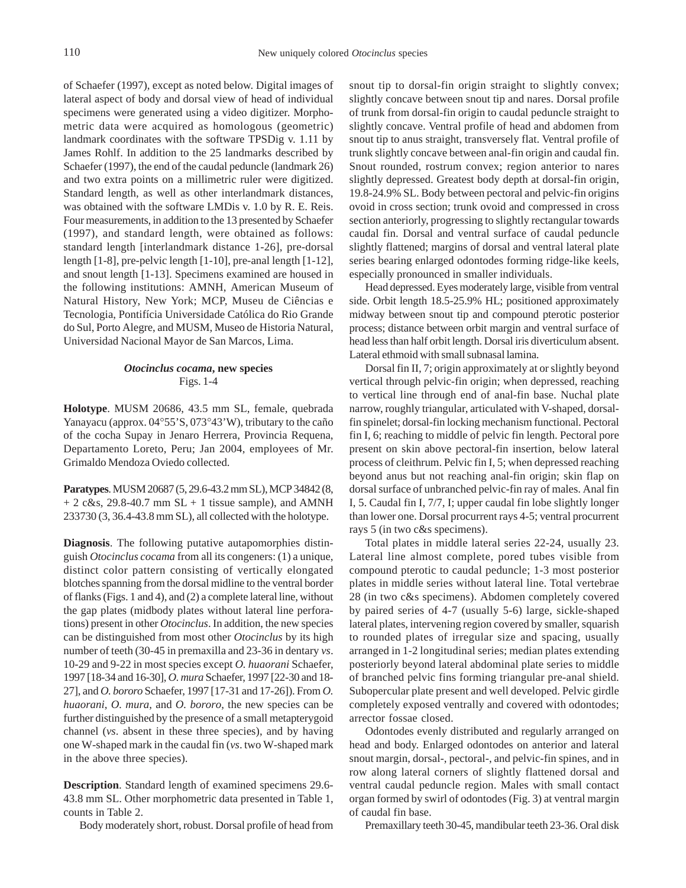of Schaefer (1997), except as noted below. Digital images of lateral aspect of body and dorsal view of head of individual specimens were generated using a video digitizer. Morphometric data were acquired as homologous (geometric) landmark coordinates with the software TPSDig v. 1.11 by James Rohlf. In addition to the 25 landmarks described by Schaefer (1997), the end of the caudal peduncle (landmark 26) and two extra points on a millimetric ruler were digitized. Standard length, as well as other interlandmark distances, was obtained with the software LMDis v. 1.0 by R. E. Reis. Four measurements, in addition to the 13 presented by Schaefer (1997), and standard length, were obtained as follows: standard length [interlandmark distance 1-26], pre-dorsal length [1-8], pre-pelvic length [1-10], pre-anal length [1-12], and snout length [1-13]. Specimens examined are housed in the following institutions: AMNH, American Museum of Natural History, New York; MCP, Museu de Ciências e Tecnologia, Pontifícia Universidade Católica do Rio Grande do Sul, Porto Alegre, and MUSM, Museo de Historia Natural, Universidad Nacional Mayor de San Marcos, Lima.

## *Otocinclus cocama*, new species

Figs. 1-4

**Holotype**. MUSM 20686, 43.5 mm SL, female, quebrada Yanayacu (approx. 04°55'S, 073°43'W), tributary to the caño of the cocha Supay in Jenaro Herrera, Provincia Requena, Departamento Loreto, Peru; Jan 2004, employees of Mr. Grimaldo Mendoza Oviedo collected.

**Paratypes**. MUSM 20687 (5, 29.6-43.2 mm SL), MCP 34842 (8, + 2 c&s, 29.8-40.7 mm SL + 1 tissue sample), and AMNH 233730 (3, 36.4-43.8 mm SL), all collected with the holotype.

**Diagnosis**. The following putative autapomorphies distinguish *Otocinclus cocama* from all its congeners: (1) a unique, distinct color pattern consisting of vertically elongated blotches spanning from the dorsal midline to the ventral border of flanks (Figs. 1 and 4), and (2) a complete lateral line, without the gap plates (midbody plates without lateral line perforations) present in other *Otocinclus*. In addition, the new species can be distinguished from most other *Otocinclus* by its high number of teeth (30-45 in premaxilla and 23-36 in dentary *vs*. 10-29 and 9-22 in most species except *O. huaorani* Schaefer, 1997 [18-34 and 16-30], *O. mura* Schaefer, 1997 [22-30 and 18-27], and *O. bororo* Schaefer, 1997 [17-31 and 17-26]). From *O. huaorani*, *O. mura*, and *O. bororo*, the new species can be further distinguished by the presence of a small metapterygoid channel (*vs*. absent in these three species), and by having one W-shaped mark in the caudal fin (*vs*. two W-shaped mark in the above three species).

**Description**. Standard length of examined specimens 29.6-43.8 mm SL. Other morphometric data presented in Table 1, counts in Table 2.

Body moderately short, robust. Dorsal profile of head from snout tip to dorsal-fin origin straight to slightly convex; slightly concave between snout tip and nares. Dorsal profile of trunk from dorsal-fin origin to caudal peduncle straight to slightly concave. Ventral profile of head and abdomen from snout tip to anus straight, transversely flat. Ventral profile of trunk slightly concave between anal-fin origin and caudal fin. Snout rounded, rostrum convex; region anterior to nares slightly depressed. Greatest body depth at dorsal-fin origin, 19.8-24.9% SL. Body between pectoral and pelvic-fin origins ovoid in cross section; trunk ovoid and compressed in cross section anteriorly, progressing to slightly rectangular towards caudal fin. Dorsal and ventral surface of caudal peduncle slightly flattened; margins of dorsal and ventral lateral plate series bearing enlarged odontodes forming ridge-like keels, especially pronounced in smaller individuals.

Head depressed. Eyes moderately large, visible from ventral side. Orbit length 18.5-25.9% HL; positioned approximately midway between snout tip and compound pterotic posterior process; distance between orbit margin and ventral surface of head less than half orbit length. Dorsal iris diverticulum absent. Lateral ethmoid with small subnasal lamina.

Dorsal fin II, 7; origin approximately at or slightly beyond vertical through pelvic-fin origin; when depressed, reaching to vertical line through end of anal-fin base. Nuchal plate narrow, roughly triangular, articulated with V-shaped, dorsal-fin spinelet; dorsal-fin locking mechanism functional. Pectoral fin I, 6; reaching to middle of pelvic fin length. Pectoral pore present on skin above pectoral-fin insertion, below lateral process of cleithrum. Pelvic fin I, 5; when depressed reaching beyond anus but not reaching anal-fin origin; skin flap on dorsal surface of unbranched pelvic-fin ray of males. Anal fin I, 5. Caudal fin I, 7/7, I; upper caudal fin lobe slightly longer than lower one. Dorsal procurrent rays 4-5; ventral procurrent rays 5 (in two c&s specimens).

Total plates in middle lateral series 22-24, usually 23. Lateral line almost complete, pored tubes visible from compound pterotic to caudal peduncle; 1-3 most posterior plates in middle series without lateral line. Total vertebrae 28 (in two c&s specimens). Abdomen completely covered by paired series of 4-7 (usually 5-6) large, sickle-shaped lateral plates, intervening region covered by smaller, squarish to rounded plates of irregular size and spacing, usually arranged in 1-2 longitudinal series; median plates extending posteriorly beyond lateral abdominal plate series to middle of branched pelvic fins forming triangular pre-anal shield. Subopercular plate present and well developed. Pelvic girdle completely exposed ventrally and covered with odontodes; arrector fossae closed.

Odontodes evenly distributed and regularly arranged on head and body. Enlarged odontodes on anterior and lateral snout margin, dorsal-, pectoral-, and pelvic-fin spines, and in row along lateral corners of slightly flattened dorsal and ventral caudal peduncle region. Males with small contact organ formed by swirl of odontodes (Fig. 3) at ventral margin of caudal fin base.

Premaxillary teeth 30-45, mandibular teeth 23-36. Oral disk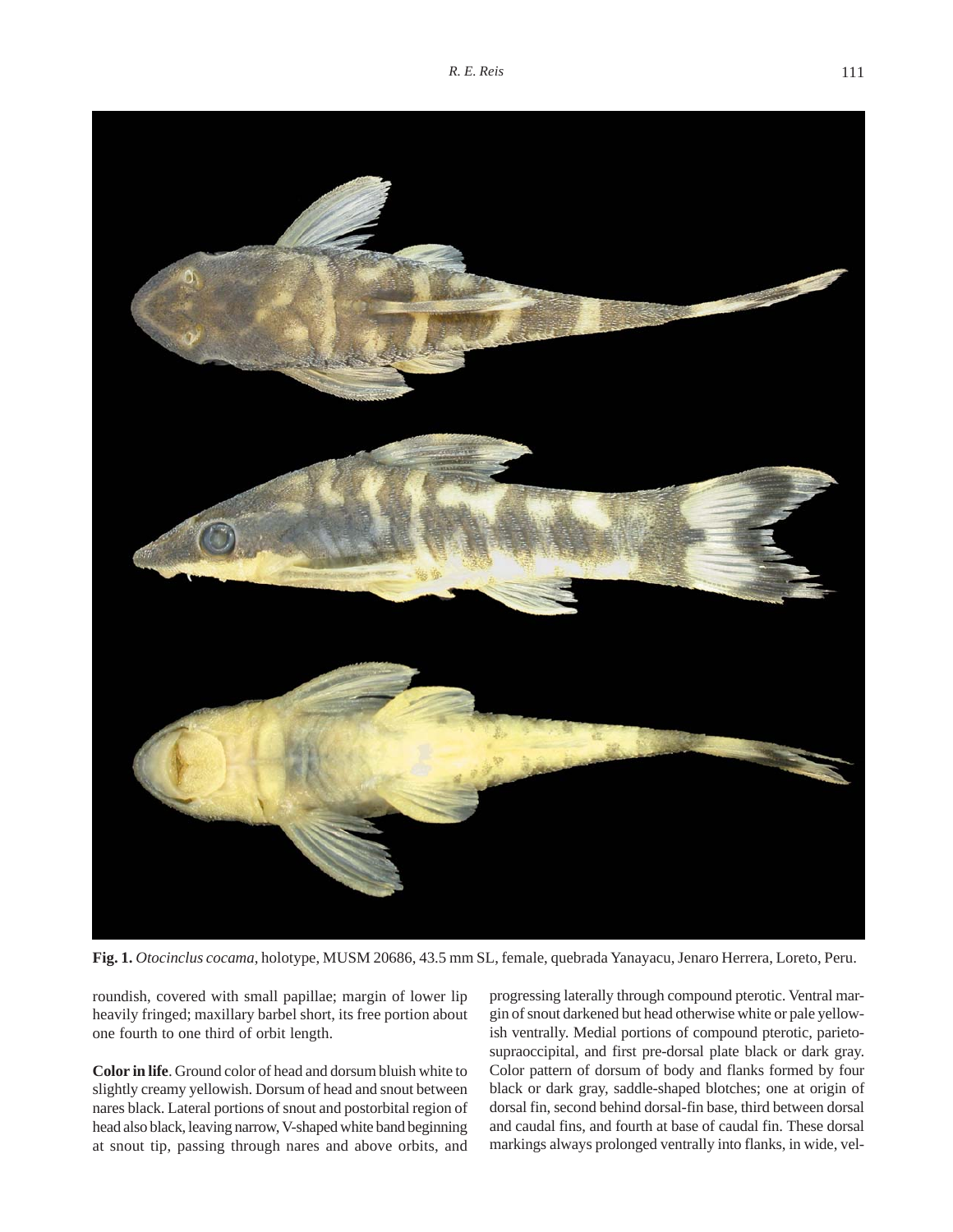**Fig. 1.** *Otocinclus cocama*, holotype, MUSM 20686, 43.5 mm SL, female, quebrada Yanayacu, Jenaro Herrera, Loreto, Peru.

roundish, covered with small papillae; margin of lower lip heavily fringed; maxillary barbel short, its free portion about one fourth to one third of orbit length.

**Color in life**. Ground color of head and dorsum bluish white to slightly creamy yellowish. Dorsum of head and snout between nares black. Lateral portions of snout and postorbital region of head also black, leaving narrow, V-shaped white band beginning at snout tip, passing through nares and above orbits, and progressing laterally through compound pterotic. Ventral margin of snout darkened but head otherwise white or pale yellowish ventrally. Medial portions of compound pterotic, parieto-supraoccipital, and first pre-dorsal plate black or dark gray. Color pattern of dorsum of body and flanks formed by four black or dark gray, saddle-shaped blotches; one at origin of dorsal fin, second behind dorsal-fin base, third between dorsal and caudal fins, and fourth at base of caudal fin. These dorsal markings always prolonged ventrally into flanks, in wide, vel-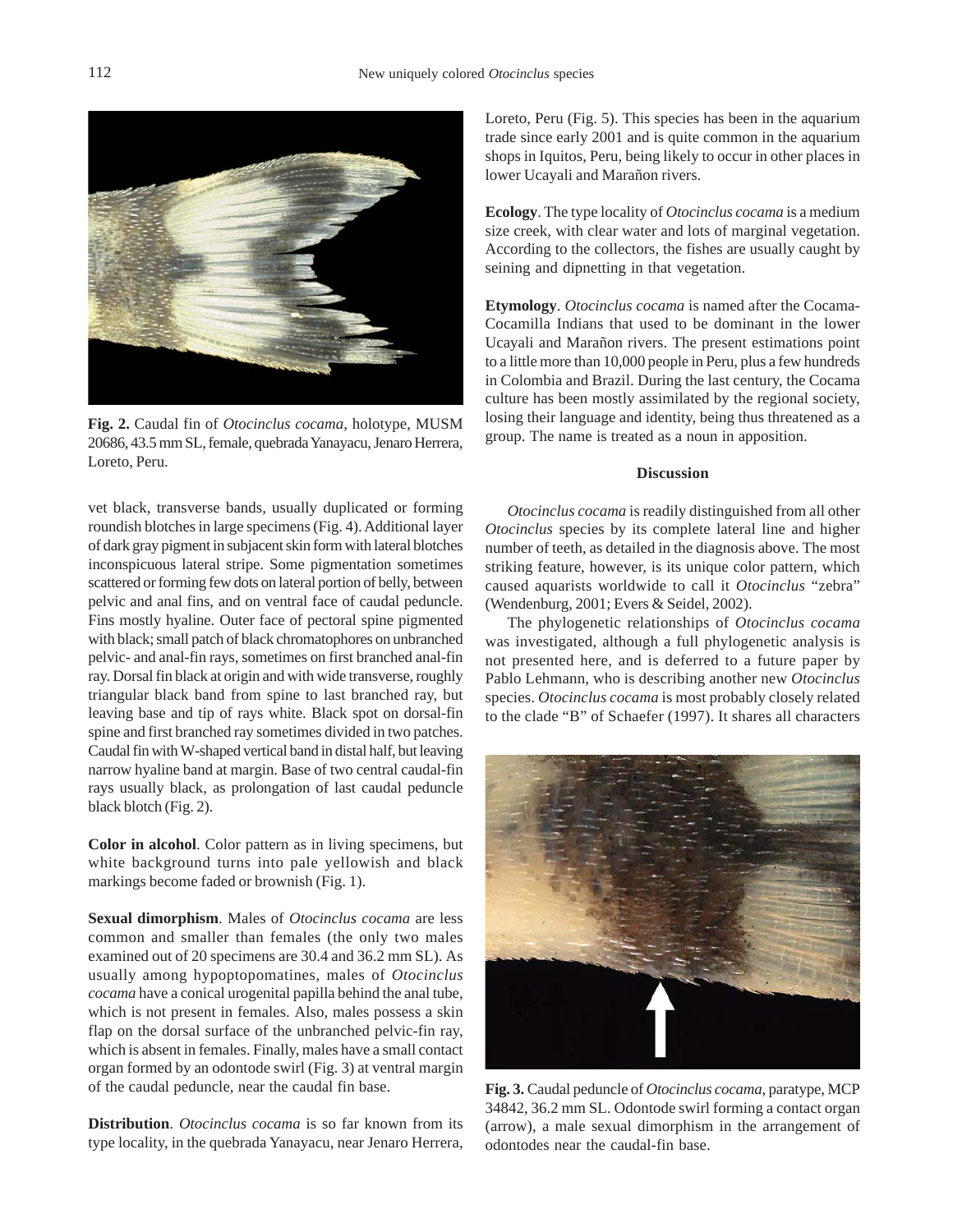Fig. 2. Caudal fin of *Otocinclus cocama*, holotype, MUSM 20686, 43.5 mm SL, female, quebrada Yanayacu, Jenaro Herrera, Loreto, Peru.

vet black, transverse bands, usually duplicated or forming roundish blotches in large specimens (Fig. 4). Additional layer of dark gray pigment in subjacent skin form with lateral blotches inconspicuous lateral stripe. Some pigmentation sometimes scattered or forming few dots on lateral portion of belly, between pelvic and anal fins, and on ventral face of caudal peduncle. Fins mostly hyaline. Outer face of pectoral spine pigmented with black; small patch of black chromatophores on unbranched pelvic- and anal-fin rays, sometimes on first branched anal-fin ray. Dorsal fin black at origin and with wide transverse, roughly triangular black band from spine to last branched ray, but leaving base and tip of rays white. Black spot on dorsal-fin spine and first branched ray sometimes divided in two patches. Caudal fin with W-shaped vertical band in distal half, but leaving narrow hyaline band at margin. Base of two central caudal-fin rays usually black, as prolongation of last caudal peduncle black blotch (Fig. 2).

**Color in alcohol**. Color pattern as in living specimens, but white background turns into pale yellowish and black markings become faded or brownish (Fig. 1).

**Sexual dimorphism**. Males of *Otocinclus cocama* are less common and smaller than females (the only two males examined out of 20 specimens are 30.4 and 36.2 mm SL). As usually among hypoptopomatines, males of *Otocinclus cocama* have a conical urogenital papilla behind the anal tube, which is not present in females. Also, males possess a skin flap on the dorsal surface of the unbranched pelvic-fin ray, which is absent in females. Finally, males have a small contact organ formed by an odontode swirl (Fig. 3) at ventral margin of the caudal peduncle, near the caudal fin base.

**Distribution**. *Otocinclus cocama* is so far known from its type locality, in the quebrada Yanayacu, near Jenaro Herrera, Loreto, Peru (Fig. 5). This species has been in the aquarium trade since early 2001 and is quite common in the aquarium shops in Iquitos, Peru, being likely to occur in other places in lower Ucayali and Marañon rivers.

**Ecology**. The type locality of *Otocinclus cocama* is a medium size creek, with clear water and lots of marginal vegetation. According to the collectors, the fishes are usually caught by seining and dipnetting in that vegetation.

**Etymology**. *Otocinclus cocama* is named after the Cocama-Cocamilla Indians that used to be dominant in the lower Ucayali and Marañon rivers. The present estimations point to a little more than 10,000 people in Peru, plus a few hundreds in Colombia and Brazil. During the last century, the Cocama culture has been mostly assimilated by the regional society, losing their language and identity, being thus threatened as a group. The name is treated as a noun in apposition.

## Discussion

*Otocinclus cocama* is readily distinguished from all other *Otocinclus* species by its complete lateral line and higher number of teeth, as detailed in the diagnosis above. The most striking feature, however, is its unique color pattern, which caused aquarists worldwide to call it *Otocinclus* "zebra" (Wendenburg, 2001; Evers & Seidel, 2002).

The phylogenetic relationships of *Otocinclus cocama* was investigated, although a full phylogenetic analysis is not presented here, and is deferred to a future paper by Pablo Lehmann, who is describing another new *Otocinclus* species. *Otocinclus cocama* is most probably closely related to the clade "B" of Schaefer (1997). It shares all characters

Fig. 3. Caudal peduncle of *Otocinclus cocama*, paratype, MCP 34842, 36.2 mm SL. Odontode swirl forming a contact organ (arrow), a male sexual dimorphism in the arrangement of odontodes near the caudal-fin base.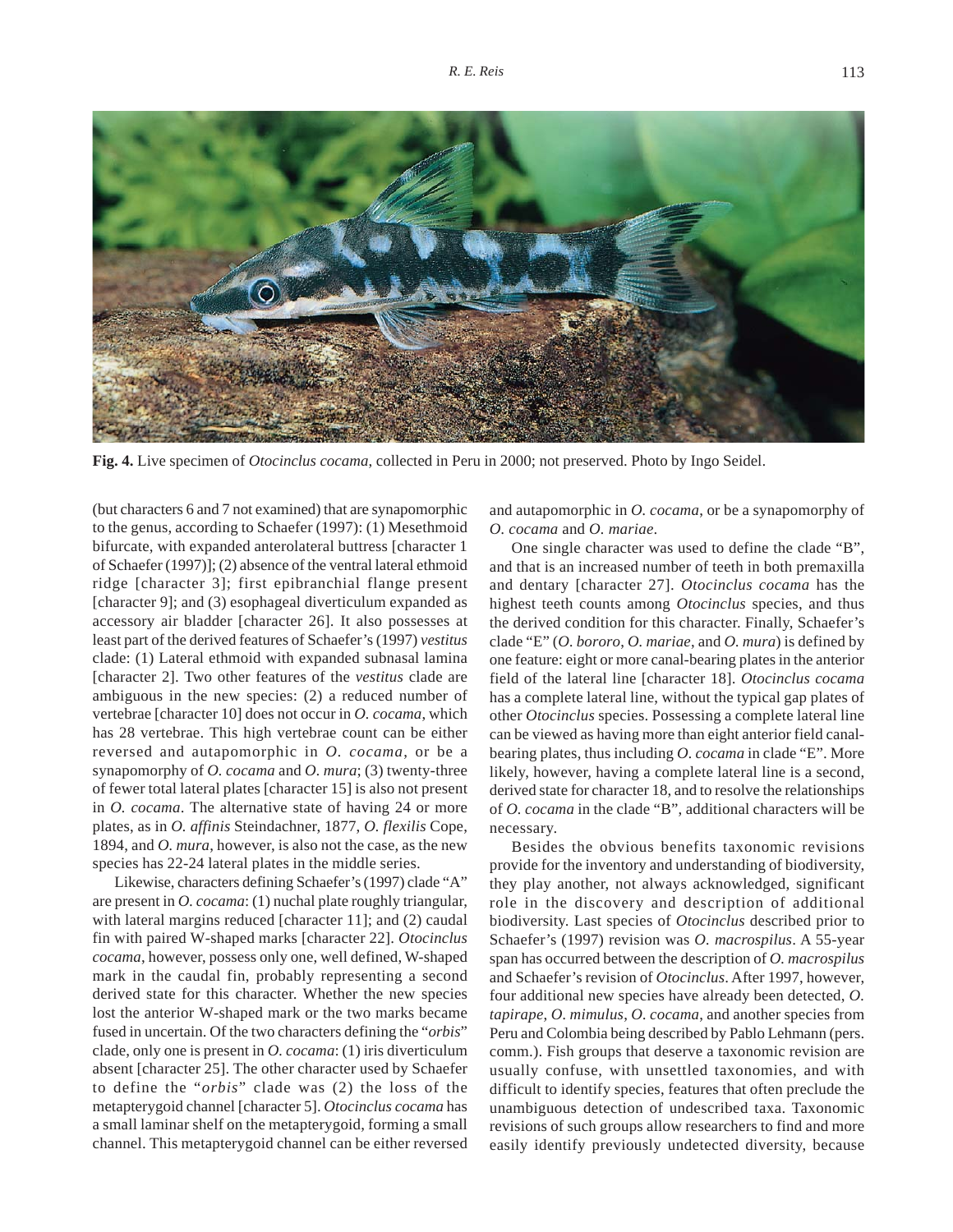**Fig. 4.** Live specimen of *Otocinclus cocama*, collected in Peru in 2000; not preserved. Photo by Ingo Seidel.

(but characters 6 and 7 not examined) that are synapomorphic to the genus, according to Schaefer (1997): (1) Mesethmoid bifurcate, with expanded anterolateral buttress [character 1 of Schaefer (1997)]; (2) absence of the ventral lateral ethmoid ridge [character 3]; first epibranchial flange present [character 9]; and (3) esophageal diverticulum expanded as accessory air bladder [character 26]. It also possesses at least part of the derived features of Schaefer's (1997) *vestitus* clade: (1) Lateral ethmoid with expanded subnasal lamina [character 2]. Two other features of the *vestitus* clade are ambiguous in the new species: (2) a reduced number of vertebrae [character 10] does not occur in *O. cocama*, which has 28 vertebrae. This high vertebrae count can be either reversed and autapomorphic in *O. cocama*, or be a synapomorphy of *O. cocama* and *O. mura*; (3) twenty-three of fewer total lateral plates [character 15] is also not present in *O. cocama*. The alternative state of having 24 or more plates, as in *O. affinis* Steindachner, 1877, *O. flexilis* Cope, 1894, and *O. mura*, however, is also not the case, as the new species has 22-24 lateral plates in the middle series.

Likewise, characters defining Schaefer's (1997) clade "A" are present in *O. cocama*: (1) nuchal plate roughly triangular, with lateral margins reduced [character 11]; and (2) caudal fin with paired W-shaped marks [character 22]. *Otocinclus cocama*, however, possess only one, well defined, W-shaped mark in the caudal fin, probably representing a second derived state for this character. Whether the new species lost the anterior W-shaped mark or the two marks became fused in uncertain. Of the two characters defining the "*orbis*" clade, only one is present in *O. cocama*: (1) iris diverticulum absent [character 25]. The other character used by Schaefer to define the "*orbis*" clade was (2) the loss of the metapterygoid channel [character 5]. *Otocinclus cocama* has a small laminar shelf on the metapterygoid, forming a small channel. This metapterygoid channel can be either reversed and autapomorphic in *O. cocama*, or be a synapomorphy of *O. cocama* and *O. mariae*.

One single character was used to define the clade "B", and that is an increased number of teeth in both premaxilla and dentary [character 27]. *Otocinclus cocama* has the highest teeth counts among *Otocinclus* species, and thus the derived condition for this character. Finally, Schaefer's clade "E" (*O. bororo*, *O. mariae*, and *O. mura*) is defined by one feature: eight or more canal-bearing plates in the anterior field of the lateral line [character 18]. *Otocinclus cocama* has a complete lateral line, without the typical gap plates of other *Otocinclus* species. Possessing a complete lateral line can be viewed as having more than eight anterior field canal-bearing plates, thus including *O. cocama* in clade "E". More likely, however, having a complete lateral line is a second, derived state for character 18, and to resolve the relationships of *O. cocama* in the clade "B", additional characters will be necessary.

Besides the obvious benefits taxonomic revisions provide for the inventory and understanding of biodiversity, they play another, not always acknowledged, significant role in the discovery and description of additional biodiversity. Last species of *Otocinclus* described prior to Schaefer's (1997) revision was *O. macrospilus*. A 55-year span has occurred between the description of *O. macrospilus* and Schaefer's revision of *Otocinclus*. After 1997, however, four additional new species have already been detected, *O. tapirape*, *O. mimulus*, *O. cocama*, and another species from Peru and Colombia being described by Pablo Lehmann (pers. comm.). Fish groups that deserve a taxonomic revision are usually confuse, with unsettled taxonomies, and with difficult to identify species, features that often preclude the unambiguous detection of undescribed taxa. Taxonomic revisions of such groups allow researchers to find and more easily identify previously undetected diversity, because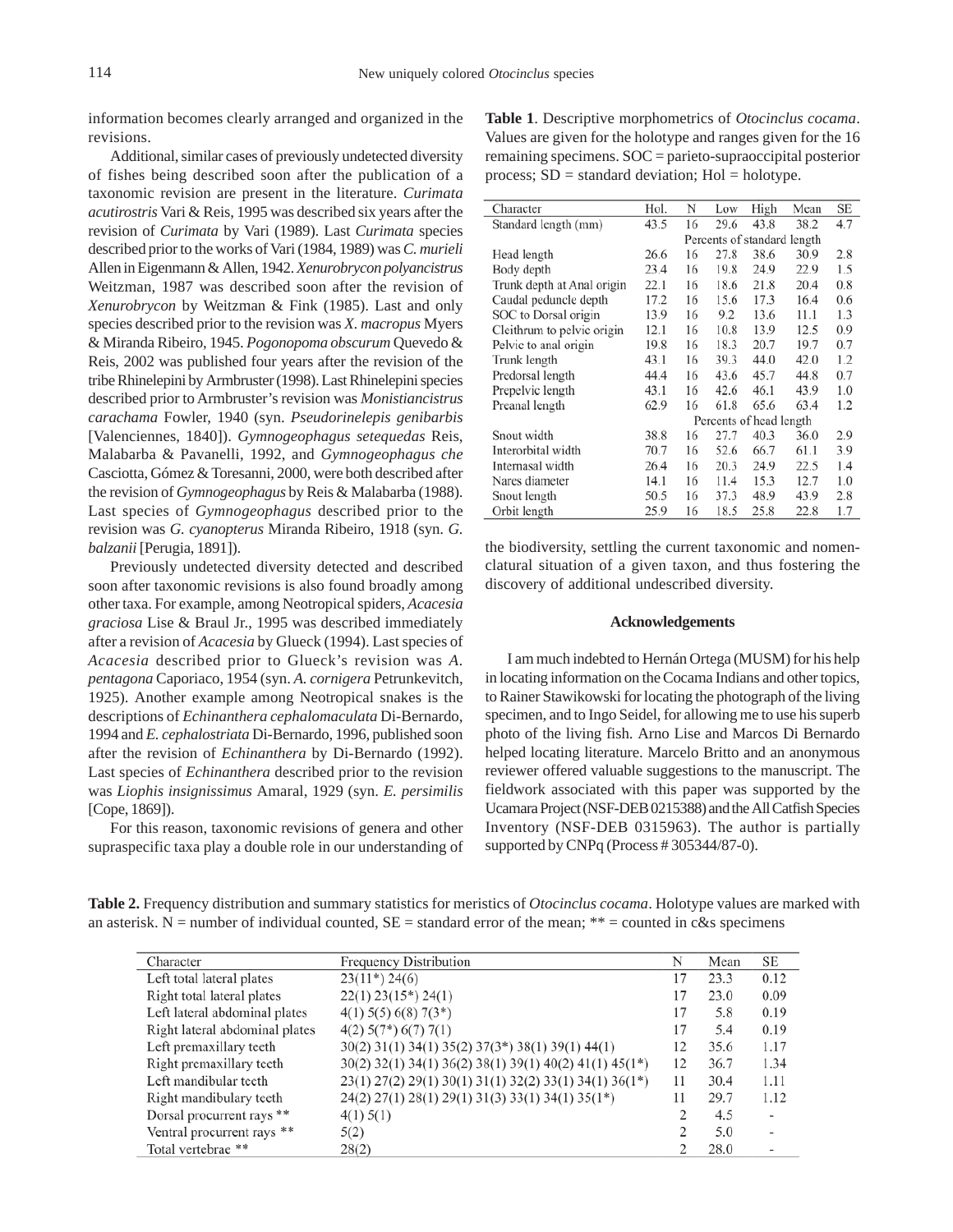information becomes clearly arranged and organized in the revisions.

Additional, similar cases of previously undetected diversity of fishes being described soon after the publication of a taxonomic revision are present in the literature. *Curimata acutirostris* Vari & Reis, 1995 was described six years after the revision of *Curimata* by Vari (1989). Last *Curimata* species described prior to the works of Vari (1984, 1989) was *C. murieli* Allen in Eigenmann & Allen, 1942. *Xenurobrycon polyancistrus* Weitzman, 1987 was described soon after the revision of *Xenurobrycon* by Weitzman & Fink (1985). Last and only species described prior to the revision was *X. macropus* Myers & Miranda Ribeiro, 1945. *Pogonopoma obscurum* Quevedo & Reis, 2002 was published four years after the revision of the tribe Rhinelepini by Armbruster (1998). Last Rhinelepini species described prior to Armbruster's revision was *Monistiancistrus carachama* Fowler, 1940 (syn. *Pseudorinelepis genibarbis* [Valenciennes, 1840]). *Gymnogeophagus setequedas* Reis, Malabarba & Pavanelli, 1992, and *Gymnogeophagus che* Casciotta, Gómez & Toresanni, 2000, were both described after the revision of *Gymnogeophagus* by Reis & Malabarba (1988). Last species of *Gymnogeophagus* described prior to the revision was *G. cyanopterus* Miranda Ribeiro, 1918 (syn. *G. balzanii* [Perugia, 1891]).

Previously undetected diversity detected and described soon after taxonomic revisions is also found broadly among other taxa. For example, among Neotropical spiders, *Acacesia graciosa* Lise & Braul Jr., 1995 was described immediately after a revision of *Acacesia* by Glueck (1994). Last species of *Acacesia* described prior to Glueck's revision was *A. pentagona* Caporiaco, 1954 (syn. *A. cornigera* Petrunkevitch, 1925). Another example among Neotropical snakes is the descriptions of *Echinanthera cephalomaculata* Di-Bernardo, 1994 and *E. cephalostriata* Di-Bernardo, 1996, published soon after the revision of *Echinanthera* by Di-Bernardo (1992). Last species of *Echinanthera* described prior to the revision was *Liophis insignissimus* Amaral, 1929 (syn. *E. persimilis* [Cope, 1869]).

For this reason, taxonomic revisions of genera and other supraspecific taxa play a double role in our understanding of the biodiversity, settling the current taxonomic and nomenclatural situation of a given taxon, and thus fostering the discovery of additional undescribed diversity.

**Table 1**. Descriptive morphometrics of *Otocinclus cocama*. Values are given for the holotype and ranges given for the 16 remaining specimens. SOC = parieto-supraoccipital posterior process; SD = standard deviation; Hol = holotype.

| Character | Hol. | N | Low | High | Mean | SE |
|---|---|---|---|---|---|---|
| Standard length (mm) | 43.5 | 16 | 29.6 | 43.8 | 38.2 | 4.7 |
| | | Percents of standard length | | | | |
| Head length | 26.6 | 16 | 27.8 | 38.6 | 30.9 | 2.8 |
| Body depth | 23.4 | 16 | 19.8 | 24.9 | 22.9 | 1.5 |
| Trunk depth at Anal origin | 22.1 | 16 | 18.6 | 21.8 | 20.4 | 0.8 |
| Caudal peduncle depth | 17.2 | 16 | 15.6 | 17.3 | 16.4 | 0.6 |
| SOC to Dorsal origin | 13.9 | 16 | 9.2 | 13.6 | 11.1 | 1.3 |
| Cleithrum to pelvic origin | 12.1 | 16 | 10.8 | 13.9 | 12.5 | 0.9 |
| Pelvic to anal origin | 19.8 | 16 | 18.3 | 20.7 | 19.7 | 0.7 |
| Trunk length | 43.1 | 16 | 39.3 | 44.0 | 42.0 | 1.2 |
| Predorsal length | 44.4 | 16 | 43.6 | 45.7 | 44.8 | 0.7 |
| Prepelvic length | 43.1 | 16 | 42.6 | 46.1 | 43.9 | 1.0 |
| Preanal length | 62.9 | 16 | 61.8 | 65.6 | 63.4 | 1.2 |
| | | Percents of head length | | | | |
| Snout width | 38.8 | 16 | 27.7 | 40.3 | 36.0 | 2.9 |
| Interorbital width | 70.7 | 16 | 52.6 | 66.7 | 61.1 | 3.9 |
| Internasal width | 26.4 | 16 | 20.3 | 24.9 | 22.5 | 1.4 |
| Nares diameter | 14.1 | 16 | 11.4 | 15.3 | 12.7 | 1.0 |
| Snout length | 50.5 | 16 | 37.3 | 48.9 | 43.9 | 2.8 |
| Orbit length | 25.9 | 16 | 18.5 | 25.8 | 22.8 | 1.7 |

### Acknowledgements

I am much indebted to Hernán Ortega (MUSM) for his help in locating information on the Cocama Indians and other topics, to Rainer Stawikowski for locating the photograph of the living specimen, and to Ingo Seidel, for allowing me to use his superb photo of the living fish. Arno Lise and Marcos Di Bernardo helped locating literature. Marcelo Britto and an anonymous reviewer offered valuable suggestions to the manuscript. The fieldwork associated with this paper was supported by the Ucamara Project (NSF-DEB 0215388) and the All Catfish Species Inventory (NSF-DEB 0315963). The author is partially supported by CNPq (Process # 305344/87-0).

**Table 2.** Frequency distribution and summary statistics for meristics of *Otocinclus cocama*. Holotype values are marked with an asterisk. N = number of individual counted, SE = standard error of the mean; ** = counted in c&s specimens

| Character | Frequency Distribution | N | Mean | SE |
|---|---|---|---|---|
| Left total lateral plates | 23(11*) 24(6) | 17 | 23.3 | 0.12 |
| Right total lateral plates | 22(1) 23(15*) 24(1) | 17 | 23.0 | 0.09 |
| Left lateral abdominal plates | 4(1) 5(5) 6(8) 7(3*) | 17 | 5.8 | 0.19 |
| Right lateral abdominal plates | 4(2) 5(7*) 6(7) 7(1) | 17 | 5.4 | 0.19 |
| Left premaxillary teeth | 30(2) 31(1) 34(1) 35(2) 37(3*) 38(1) 39(1) 44(1) | 12 | 35.6 | 1.17 |
| Right premaxillary teeth | 30(2) 32(1) 34(1) 36(2) 38(1) 39(1) 40(2) 41(1) 45(1*) | 12 | 36.7 | 1.34 |
| Left mandibular teeth | 23(1) 27(2) 29(1) 30(1) 31(1) 32(2) 33(1) 34(1) 36(1*) | 11 | 30.4 | 1.11 |
| Right mandibulary teeth | 24(2) 27(1) 28(1) 29(1) 31(3) 33(1) 34(1) 35(1*) | 11 | 29.7 | 1.12 |
| Dorsal procurrent rays ** | 4(1) 5(1) | 2 | 4.5 | - |
| Ventral procurrent rays ** | 5(2) | 2 | 5.0 | - |
| Total vertebrae ** | 28(2) | 2 | 28.0 | - |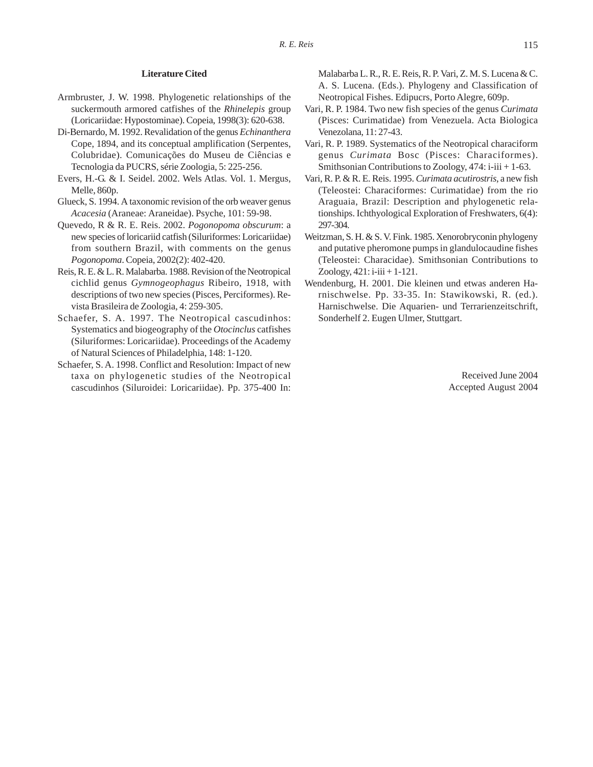## Literature Cited

Armbruster, J. W. 1998. Phylogenetic relationships of the suckermouth armored catfishes of the *Rhinelepis* group (Loricariidae: Hypostominae). Copeia, 1998(3): 620-638.

Di-Bernardo, M. 1992. Revalidation of the genus *Echinanthera* Cope, 1894, and its conceptual amplification (Serpentes, Colubridae). Comunicações do Museu de Ciências e Tecnologia da PUCRS, série Zoologia, 5: 225-256.

Evers, H.-G. & I. Seidel. 2002. Wels Atlas. Vol. 1. Mergus, Melle, 860p.

Glueck, S. 1994. A taxonomic revision of the orb weaver genus *Acacesia* (Araneae: Araneidae). Psyche, 101: 59-98.

Quevedo, R & R. E. Reis. 2002. *Pogonopoma obscurum*: a new species of loricariid catfish (Siluriformes: Loricariidae) from southern Brazil, with comments on the genus *Pogonopoma*. Copeia, 2002(2): 402-420.

Reis, R. E. & L. R. Malabarba. 1988. Revision of the Neotropical cichlid genus *Gymnogeophagus* Ribeiro, 1918, with descriptions of two new species (Pisces, Perciformes). Revista Brasileira de Zoologia, 4: 259-305.

Schaefer, S. A. 1997. The Neotropical cascudinhos: Systematics and biogeography of the *Otocinclus* catfishes (Siluriformes: Loricariidae). Proceedings of the Academy of Natural Sciences of Philadelphia, 148: 1-120.

Schaefer, S. A. 1998. Conflict and Resolution: Impact of new taxa on phylogenetic studies of the Neotropical cascudinhos (Siluroidei: Loricariidae). Pp. 375-400 In: Malabarba L. R., R. E. Reis, R. P. Vari, Z. M. S. Lucena & C. A. S. Lucena. (Eds.). Phylogeny and Classification of Neotropical Fishes. Edipucrs, Porto Alegre, 609p.

Vari, R. P. 1984. Two new fish species of the genus *Curimata* (Pisces: Curimatidae) from Venezuela. Acta Biologica Venezolana, 11: 27-43.

Vari, R. P. 1989. Systematics of the Neotropical characiform genus *Curimata* Bosc (Pisces: Characiformes). Smithsonian Contributions to Zoology, 474: i-iii + 1-63.

Vari, R. P. & R. E. Reis. 1995. *Curimata acutirostris*, a new fish (Teleostei: Characiformes: Curimatidae) from the rio Araguaia, Brazil: Description and phylogenetic relationships. Ichthyological Exploration of Freshwaters, 6(4): 297-304.

Weitzman, S. H. & S. V. Fink. 1985. Xenorobryconin phylogeny and putative pheromone pumps in glandulocaudine fishes (Teleostei: Characidae). Smithsonian Contributions to Zoology, 421: i-iii + 1-121.

Wendenburg, H. 2001. Die kleinen und etwas anderen Harnischwelse. Pp. 33-35. In: Stawikowski, R. (ed.). Harnischwelse. Die Aquarien- und Terrarienzeitschrift, Sonderhelf 2. Eugen Ulmer, Stuttgart.

Received June 2004
Accepted August 2004